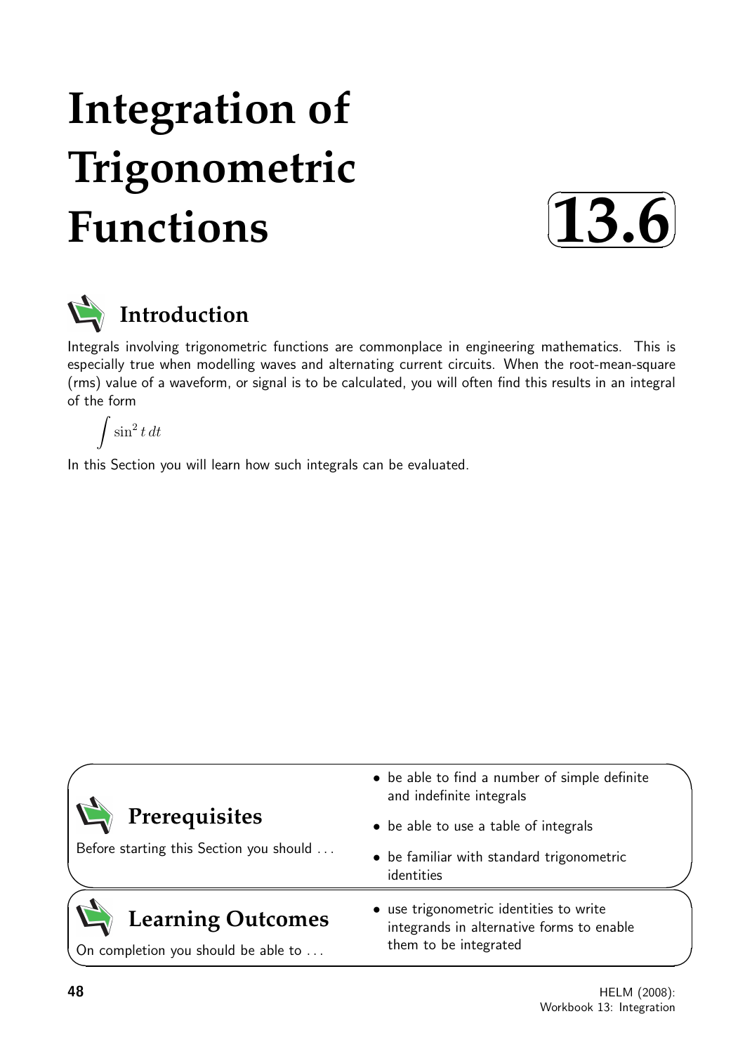# Integration of Trigonometric Functions

# 13.6

## Introduction

Integrals involving trigonometric functions are commonplace in engineering mathematics. This is especially true when modelling waves and alternating current circuits. When the root-mean-square (rms) value of a waveform, or signal is to be calculated, you will often find this results in an integral of the form

$$\int \sin^2 t \, dt$$

In this Section you will learn how such integrals can be evaluated.

## Prerequisites

Before starting this Section you should ...

- be able to find a number of simple definite and indefinite integrals
- be able to use a table of integrals
- be familiar with standard trigonometric identities

## Learning Outcomes

On completion you should be able to ...

- use trigonometric identities to write integrands in alternative forms to enable them to be integrated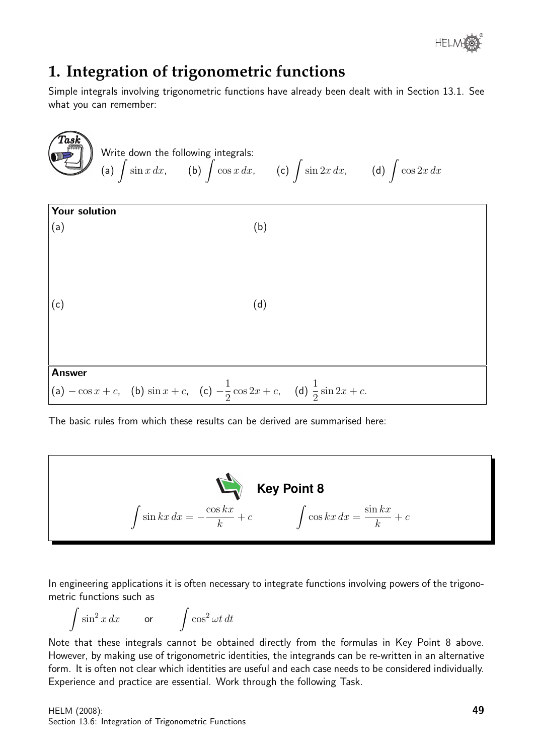# 1. Integration of trigonometric functions

Simple integrals involving trigonometric functions have already been dealt with in Section 13.1. See what you can remember:

**Task**

Write down the following integrals:

(a) $\int \sin x\,dx$, (b) $\int \cos x\,dx$, (c) $\int \sin 2x\,dx$, (d) $\int \cos 2x\,dx$

**Your solution**

(a)

(b)

(c)

(d)

**Answer**

(a) $-\cos x + c$, (b) $\sin x + c$, (c) $-\dfrac{1}{2}\cos 2x + c$, (d) $\dfrac{1}{2}\sin 2x + c$.

The basic rules from which these results can be derived are summarised here:

**Key Point 8**

$$\int \sin kx\,dx = -\frac{\cos kx}{k} + c \qquad \int \cos kx\,dx = \frac{\sin kx}{k} + c$$

In engineering applications it is often necessary to integrate functions involving powers of the trigonometric functions such as

$$\int \sin^2 x\,dx \qquad \text{or} \qquad \int \cos^2 \omega t\,dt$$

Note that these integrals cannot be obtained directly from the formulas in Key Point 8 above. However, by making use of trigonometric identities, the integrands can be re-written in an alternative form. It is often not clear which identities are useful and each case needs to be considered individually. Experience and practice are essential. Work through the following Task.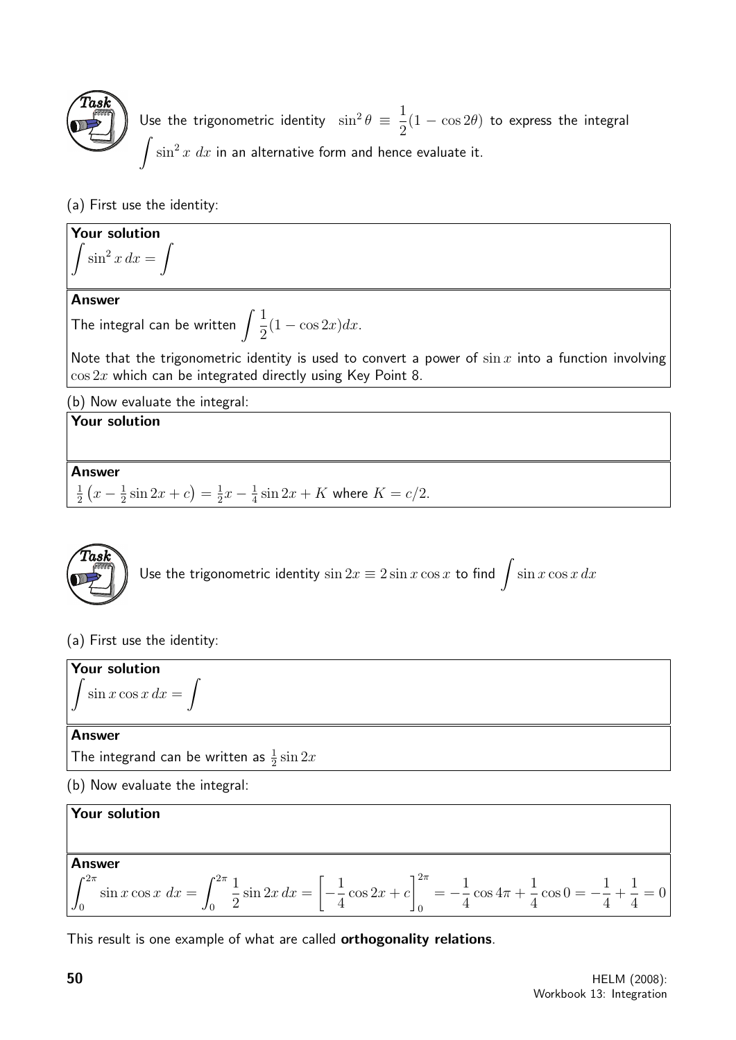**Task**

Use the trigonometric identity $\sin^2\theta \equiv \dfrac{1}{2}(1 - \cos 2\theta)$ to express the integral $\displaystyle\int \sin^2 x \; dx$ in an alternative form and hence evaluate it.

(a) First use the identity:

**Your solution**

$\displaystyle\int \sin^2 x \, dx = \int$

**Answer**

The integral can be written $\displaystyle\int \frac{1}{2}(1 - \cos 2x)dx$.

Note that the trigonometric identity is used to convert a power of $\sin x$ into a function involving $\cos 2x$ which can be integrated directly using Key Point 8.

(b) Now evaluate the integral:

**Your solution**

**Answer**

$\frac{1}{2}\left(x - \frac{1}{2}\sin 2x + c\right) = \frac{1}{2}x - \frac{1}{4}\sin 2x + K$ where $K = c/2$.

**Task**

Use the trigonometric identity $\sin 2x \equiv 2\sin x \cos x$ to find $\displaystyle\int \sin x \cos x \, dx$

(a) First use the identity:

**Your solution**

$\displaystyle\int \sin x \cos x \, dx = \int$

**Answer**

The integrand can be written as $\frac{1}{2}\sin 2x$

(b) Now evaluate the integral:

**Your solution**

**Answer**

$$\int_0^{2\pi} \sin x \cos x \; dx = \int_0^{2\pi} \frac{1}{2}\sin 2x \, dx = \left[-\frac{1}{4}\cos 2x + c\right]_0^{2\pi} = -\frac{1}{4}\cos 4\pi + \frac{1}{4}\cos 0 = -\frac{1}{4} + \frac{1}{4} = 0$$

This result is one example of what are called **orthogonality relations**.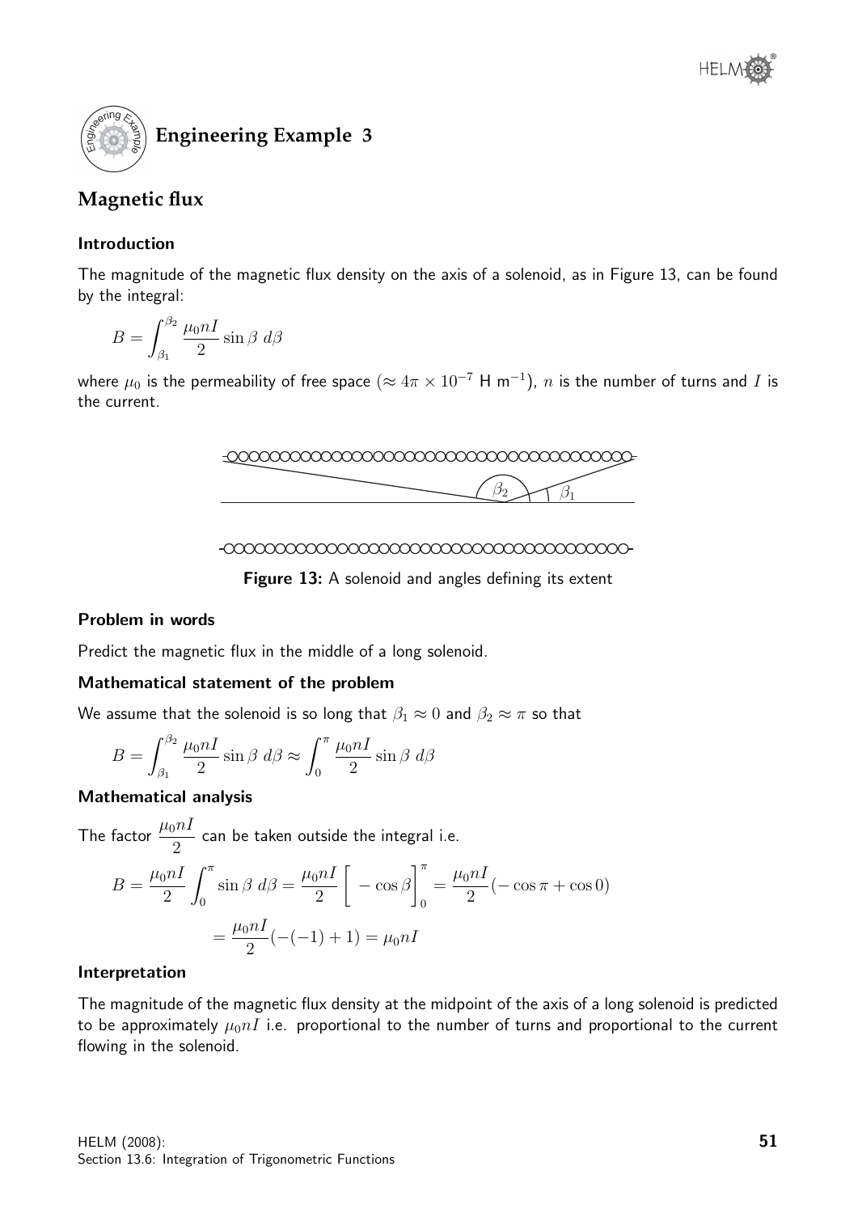## Engineering Example 3

### Magnetic flux

#### Introduction

The magnitude of the magnetic flux density on the axis of a solenoid, as in Figure 13, can be found by the integral:

$$B = \int_{\beta_1}^{\beta_2} \frac{\mu_0 n I}{2} \sin\beta \; d\beta$$

where $\mu_0$ is the permeability of free space ($\approx 4\pi \times 10^{-7}$ H m$^{-1}$), $n$ is the number of turns and $I$ is the current.

**Figure 13:** A solenoid and angles defining its extent

#### Problem in words

Predict the magnetic flux in the middle of a long solenoid.

#### Mathematical statement of the problem

We assume that the solenoid is so long that $\beta_1 \approx 0$ and $\beta_2 \approx \pi$ so that

$$B = \int_{\beta_1}^{\beta_2} \frac{\mu_0 n I}{2} \sin\beta \; d\beta \approx \int_0^{\pi} \frac{\mu_0 n I}{2} \sin\beta \; d\beta$$

#### Mathematical analysis

The factor $\dfrac{\mu_0 n I}{2}$ can be taken outside the integral i.e.

$$B = \frac{\mu_0 n I}{2} \int_0^{\pi} \sin\beta \; d\beta = \frac{\mu_0 n I}{2} \Big[ -\cos\beta \Big]_0^{\pi} = \frac{\mu_0 n I}{2} (-\cos\pi + \cos 0)$$

$$= \frac{\mu_0 n I}{2} (-(-1) + 1) = \mu_0 n I$$

#### Interpretation

The magnitude of the magnetic flux density at the midpoint of the axis of a long solenoid is predicted to be approximately $\mu_0 n I$ i.e. proportional to the number of turns and proportional to the current flowing in the solenoid.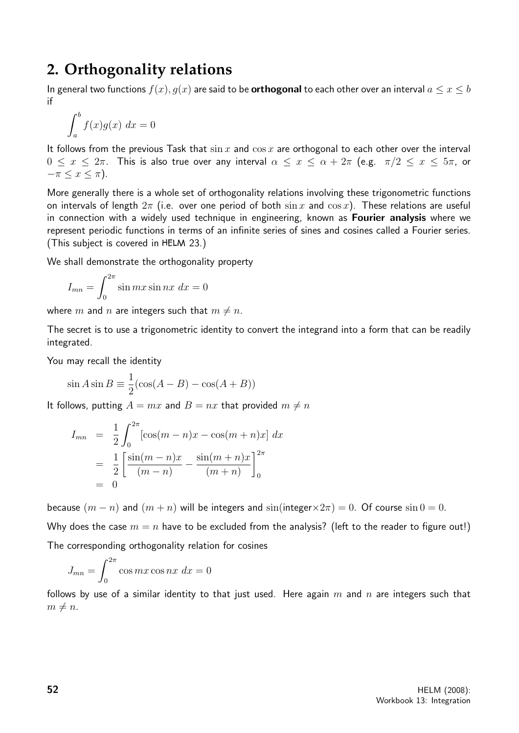## 2. Orthogonality relations

In general two functions $f(x), g(x)$ are said to be **orthogonal** to each other over an interval $a \leq x \leq b$ if

$$\int_a^b f(x)g(x)\ dx = 0$$

It follows from the previous Task that $\sin x$ and $\cos x$ are orthogonal to each other over the interval $0 \leq x \leq 2\pi$. This is also true over any interval $\alpha \leq x \leq \alpha + 2\pi$ (e.g. $\pi/2 \leq x \leq 5\pi$, or $-\pi \leq x \leq \pi$).

More generally there is a whole set of orthogonality relations involving these trigonometric functions on intervals of length $2\pi$ (i.e. over one period of both $\sin x$ and $\cos x$). These relations are useful in connection with a widely used technique in engineering, known as **Fourier analysis** where we represent periodic functions in terms of an infinite series of sines and cosines called a Fourier series. (This subject is covered in HELM 23.)

We shall demonstrate the orthogonality property

$$I_{mn} = \int_0^{2\pi} \sin mx \sin nx\ dx = 0$$

where $m$ and $n$ are integers such that $m \neq n$.

The secret is to use a trigonometric identity to convert the integrand into a form that can be readily integrated.

You may recall the identity

$$\sin A \sin B \equiv \frac{1}{2}(\cos(A-B) - \cos(A+B))$$

It follows, putting $A = mx$ and $B = nx$ that provided $m \neq n$

$$\begin{aligned}
I_{mn} &= \frac{1}{2}\int_0^{2\pi} [\cos(m-n)x - \cos(m+n)x]\ dx \\
&= \frac{1}{2}\left[\frac{\sin(m-n)x}{(m-n)} - \frac{\sin(m+n)x}{(m+n)}\right]_0^{2\pi} \\
&= 0
\end{aligned}$$

because $(m-n)$ and $(m+n)$ will be integers and $\sin(\text{integer}\times 2\pi) = 0$. Of course $\sin 0 = 0$.

Why does the case $m = n$ have to be excluded from the analysis? (left to the reader to figure out!)

The corresponding orthogonality relation for cosines

$$J_{mn} = \int_0^{2\pi} \cos mx \cos nx\ dx = 0$$

follows by use of a similar identity to that just used. Here again $m$ and $n$ are integers such that $m \neq n$.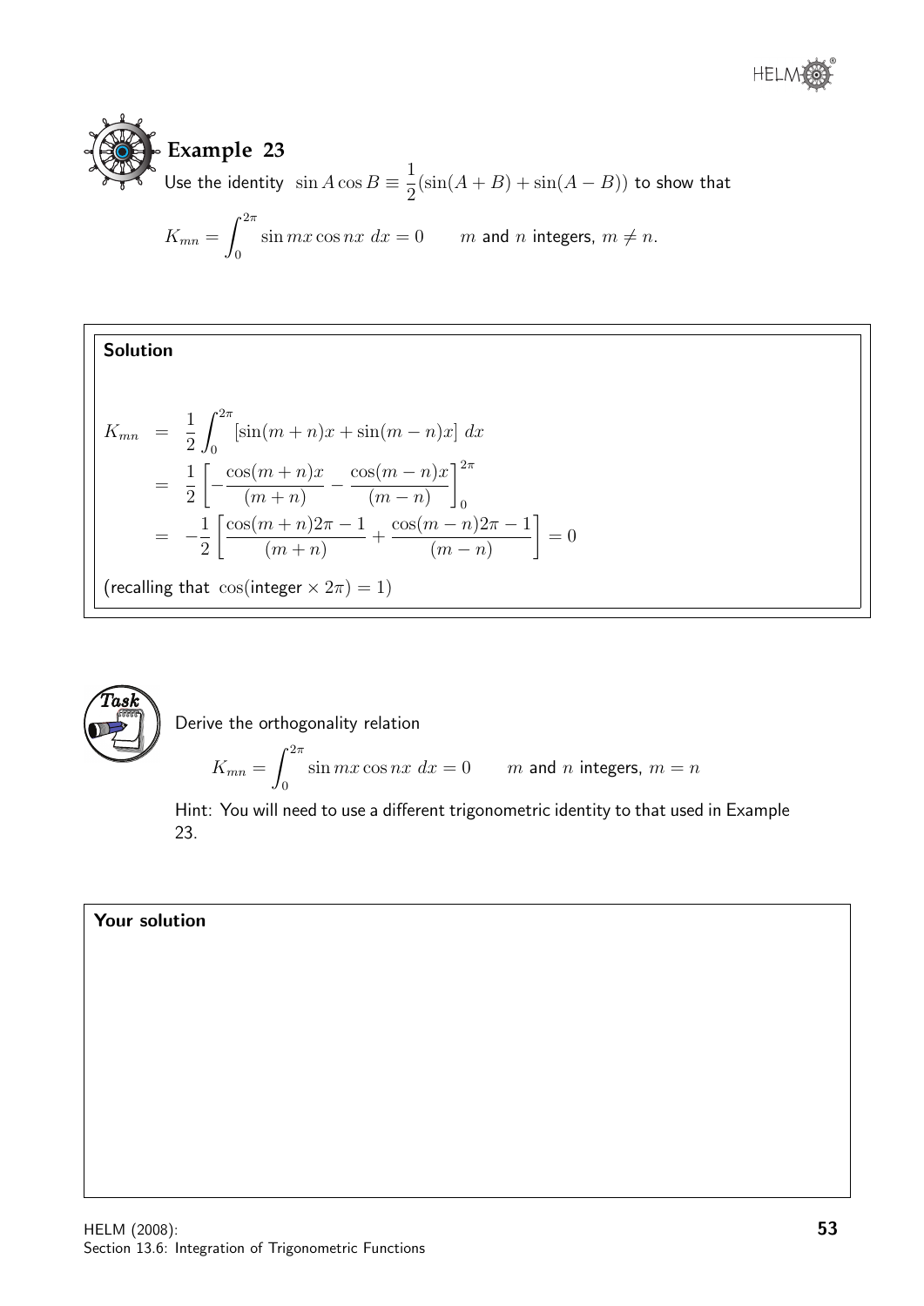## Example 23

Use the identity $\sin A \cos B \equiv \dfrac{1}{2}(\sin(A+B) + \sin(A-B))$ to show that

$$K_{mn} = \int_0^{2\pi} \sin mx \cos nx \; dx = 0 \qquad m \text{ and } n \text{ integers, } m \neq n.$$

**Solution**

$$\begin{aligned}
K_{mn} &= \frac{1}{2}\int_0^{2\pi} [\sin(m+n)x + \sin(m-n)x] \; dx \\
&= \frac{1}{2}\left[-\frac{\cos(m+n)x}{(m+n)} - \frac{\cos(m-n)x}{(m-n)}\right]_0^{2\pi} \\
&= -\frac{1}{2}\left[\frac{\cos(m+n)2\pi - 1}{(m+n)} + \frac{\cos(m-n)2\pi - 1}{(m-n)}\right] = 0
\end{aligned}$$

(recalling that $\cos(\text{integer} \times 2\pi) = 1$)

**Task**

Derive the orthogonality relation

$$K_{mn} = \int_0^{2\pi} \sin mx \cos nx \; dx = 0 \qquad m \text{ and } n \text{ integers, } m = n$$

Hint: You will need to use a different trigonometric identity to that used in Example 23.

**Your solution**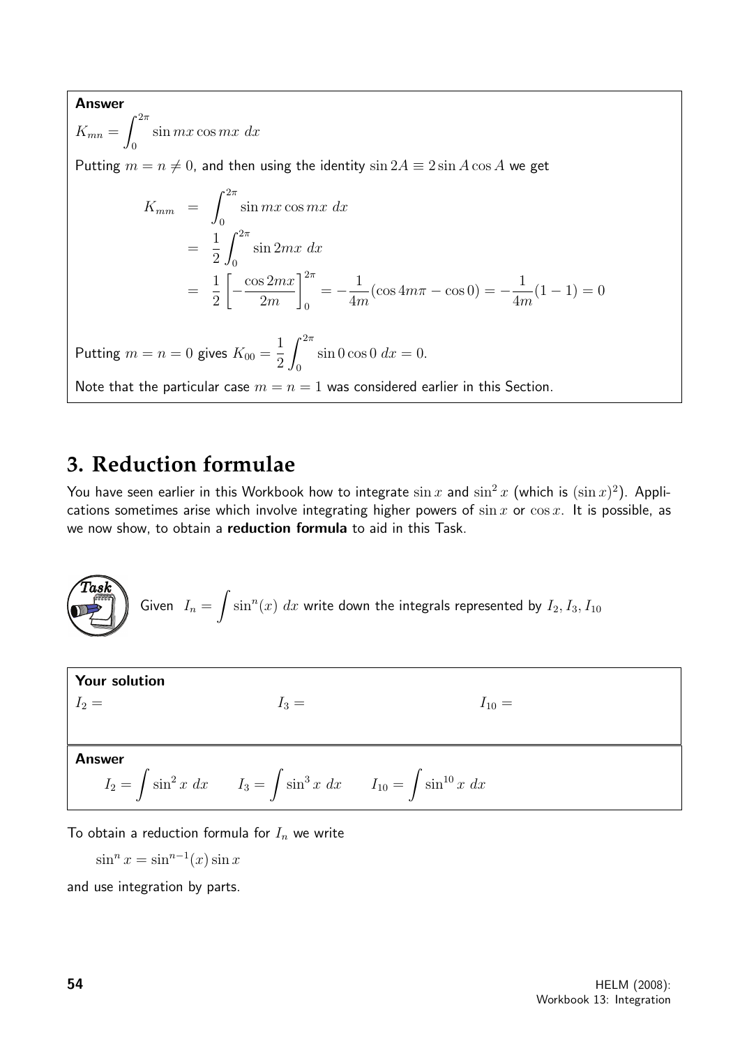**Answer**

$K_{mn} = \displaystyle\int_0^{2\pi} \sin mx \cos mx \; dx$

Putting $m = n \neq 0$, and then using the identity $\sin 2A \equiv 2 \sin A \cos A$ we get

$$
\begin{aligned}
K_{mm} &= \int_0^{2\pi} \sin mx \cos mx \; dx \\
&= \frac{1}{2}\int_0^{2\pi} \sin 2mx \; dx \\
&= \frac{1}{2}\left[-\frac{\cos 2mx}{2m}\right]_0^{2\pi} = -\frac{1}{4m}(\cos 4m\pi - \cos 0) = -\frac{1}{4m}(1-1) = 0
\end{aligned}
$$

Putting $m = n = 0$ gives $K_{00} = \dfrac{1}{2}\displaystyle\int_0^{2\pi} \sin 0 \cos 0 \; dx = 0.$

Note that the particular case $m = n = 1$ was considered earlier in this Section.

## 3. Reduction formulae

You have seen earlier in this Workbook how to integrate $\sin x$ and $\sin^2 x$ (which is $(\sin x)^2$). Applications sometimes arise which involve integrating higher powers of $\sin x$ or $\cos x$. It is possible, as we now show, to obtain a **reduction formula** to aid in this Task.

**Task**

Given $I_n = \displaystyle\int \sin^n(x) \; dx$ write down the integrals represented by $I_2, I_3, I_{10}$

**Your solution**

$I_2 =$ $\qquad\qquad$ $I_3 =$ $\qquad\qquad$ $I_{10} =$

**Answer**

$$I_2 = \int \sin^2 x \; dx \qquad I_3 = \int \sin^3 x \; dx \qquad I_{10} = \int \sin^{10} x \; dx$$

To obtain a reduction formula for $I_n$ we write

$\sin^n x = \sin^{n-1}(x) \sin x$

and use integration by parts.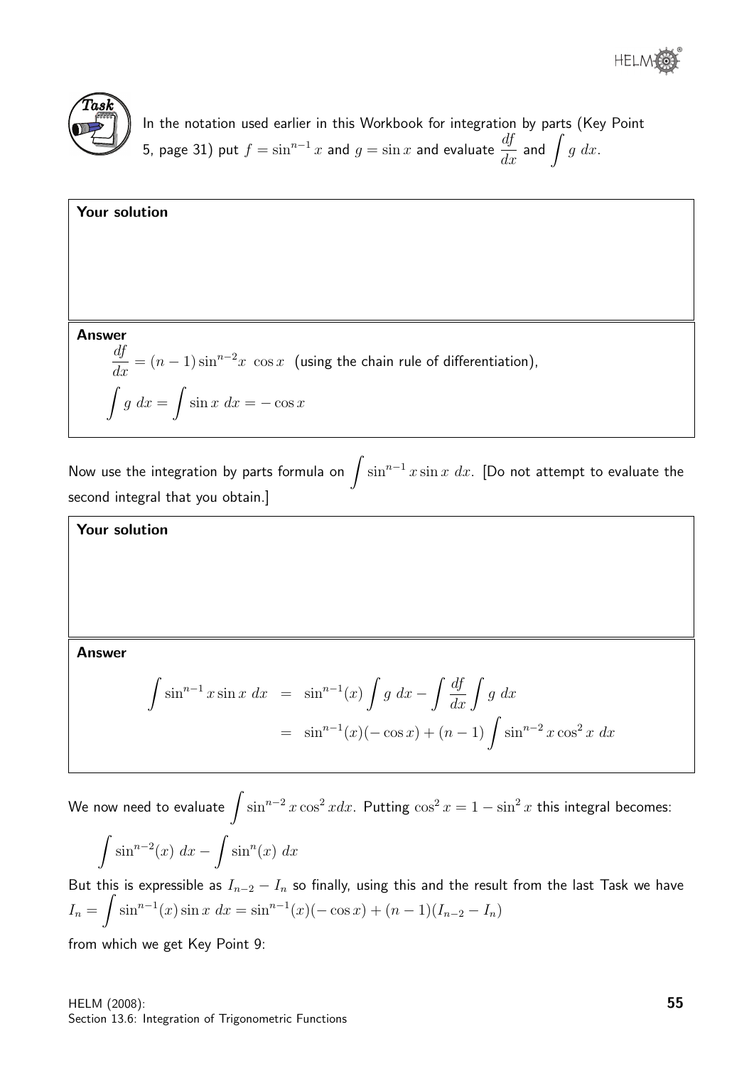**Task**

In the notation used earlier in this Workbook for integration by parts (Key Point 5, page 31) put $f = \sin^{n-1} x$ and $g = \sin x$ and evaluate $\dfrac{df}{dx}$ and $\displaystyle\int g\ dx$.

**Your solution**

**Answer**

$\dfrac{df}{dx} = (n-1)\sin^{n-2}x\ \cos x$ (using the chain rule of differentiation),

$$\int g\ dx = \int \sin x\ dx = -\cos x$$

Now use the integration by parts formula on $\displaystyle\int \sin^{n-1} x \sin x\ dx$. [Do not attempt to evaluate the second integral that you obtain.]

**Your solution**

**Answer**

$$\begin{aligned}\int \sin^{n-1} x \sin x\ dx &= \sin^{n-1}(x)\int g\ dx - \int \frac{df}{dx}\int g\ dx \\ &= \sin^{n-1}(x)(-\cos x) + (n-1)\int \sin^{n-2} x \cos^2 x\ dx\end{aligned}$$

We now need to evaluate $\displaystyle\int \sin^{n-2} x \cos^2 x dx$. Putting $\cos^2 x = 1 - \sin^2 x$ this integral becomes:

$$\int \sin^{n-2}(x)\ dx - \int \sin^n(x)\ dx$$

But this is expressible as $I_{n-2} - I_n$ so finally, using this and the result from the last Task we have $I_n = \displaystyle\int \sin^{n-1}(x)\sin x\ dx = \sin^{n-1}(x)(-\cos x) + (n-1)(I_{n-2} - I_n)$

from which we get Key Point 9: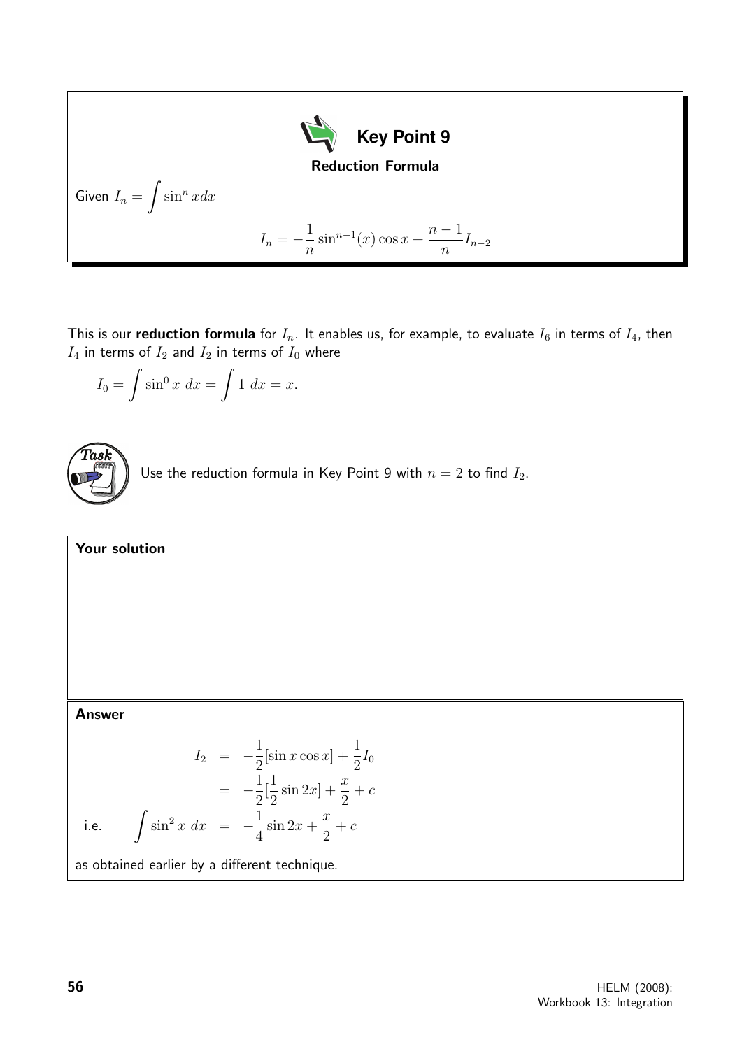**Key Point 9**

**Reduction Formula**

Given $I_n = \displaystyle\int \sin^n x dx$

$$I_n = -\frac{1}{n}\sin^{n-1}(x)\cos x + \frac{n-1}{n}I_{n-2}$$

This is our **reduction formula** for $I_n$. It enables us, for example, to evaluate $I_6$ in terms of $I_4$, then $I_4$ in terms of $I_2$ and $I_2$ in terms of $I_0$ where

$$I_0 = \int \sin^0 x\ dx = \int 1\ dx = x.$$

**Task**

Use the reduction formula in Key Point 9 with $n = 2$ to find $I_2$.

**Your solution**

**Answer**

$$\begin{aligned} I_2 &= -\frac{1}{2}[\sin x \cos x] + \frac{1}{2}I_0 \\ &= -\frac{1}{2}[\frac{1}{2}\sin 2x] + \frac{x}{2} + c \\ \text{i.e.} \quad \int \sin^2 x\ dx &= -\frac{1}{4}\sin 2x + \frac{x}{2} + c \end{aligned}$$

as obtained earlier by a different technique.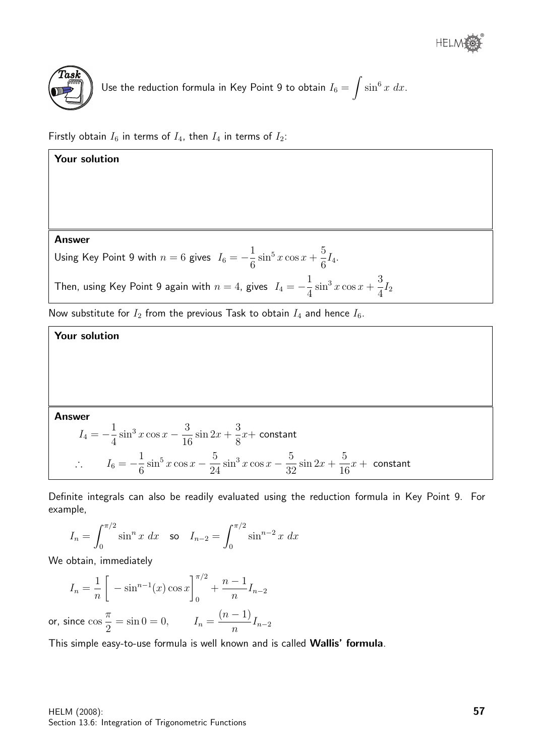**Task**

Use the reduction formula in Key Point 9 to obtain $I_6 = \displaystyle\int \sin^6 x \; dx$.

Firstly obtain $I_6$ in terms of $I_4$, then $I_4$ in terms of $I_2$:

**Your solution**

**Answer**

Using Key Point 9 with $n = 6$ gives $I_6 = -\dfrac{1}{6}\sin^5 x \cos x + \dfrac{5}{6} I_4$.

Then, using Key Point 9 again with $n = 4$, gives $I_4 = -\dfrac{1}{4}\sin^3 x \cos x + \dfrac{3}{4} I_2$

Now substitute for $I_2$ from the previous Task to obtain $I_4$ and hence $I_6$.

**Your solution**

**Answer**

$$I_4 = -\frac{1}{4}\sin^3 x \cos x - \frac{3}{16}\sin 2x + \frac{3}{8}x + \text{ constant}$$

$$\therefore \qquad I_6 = -\frac{1}{6}\sin^5 x \cos x - \frac{5}{24}\sin^3 x \cos x - \frac{5}{32}\sin 2x + \frac{5}{16}x + \text{ constant}$$

Definite integrals can also be readily evaluated using the reduction formula in Key Point 9. For example,

$$I_n = \int_0^{\pi/2} \sin^n x \; dx \quad \text{so} \quad I_{n-2} = \int_0^{\pi/2} \sin^{n-2} x \; dx$$

We obtain, immediately

$$I_n = \frac{1}{n}\Big[ -\sin^{n-1}(x)\cos x \Big]_0^{\pi/2} + \frac{n-1}{n} I_{n-2}$$

or, since $\cos\dfrac{\pi}{2} = \sin 0 = 0, \qquad I_n = \dfrac{(n-1)}{n} I_{n-2}$

This simple easy-to-use formula is well known and is called **Wallis' formula**.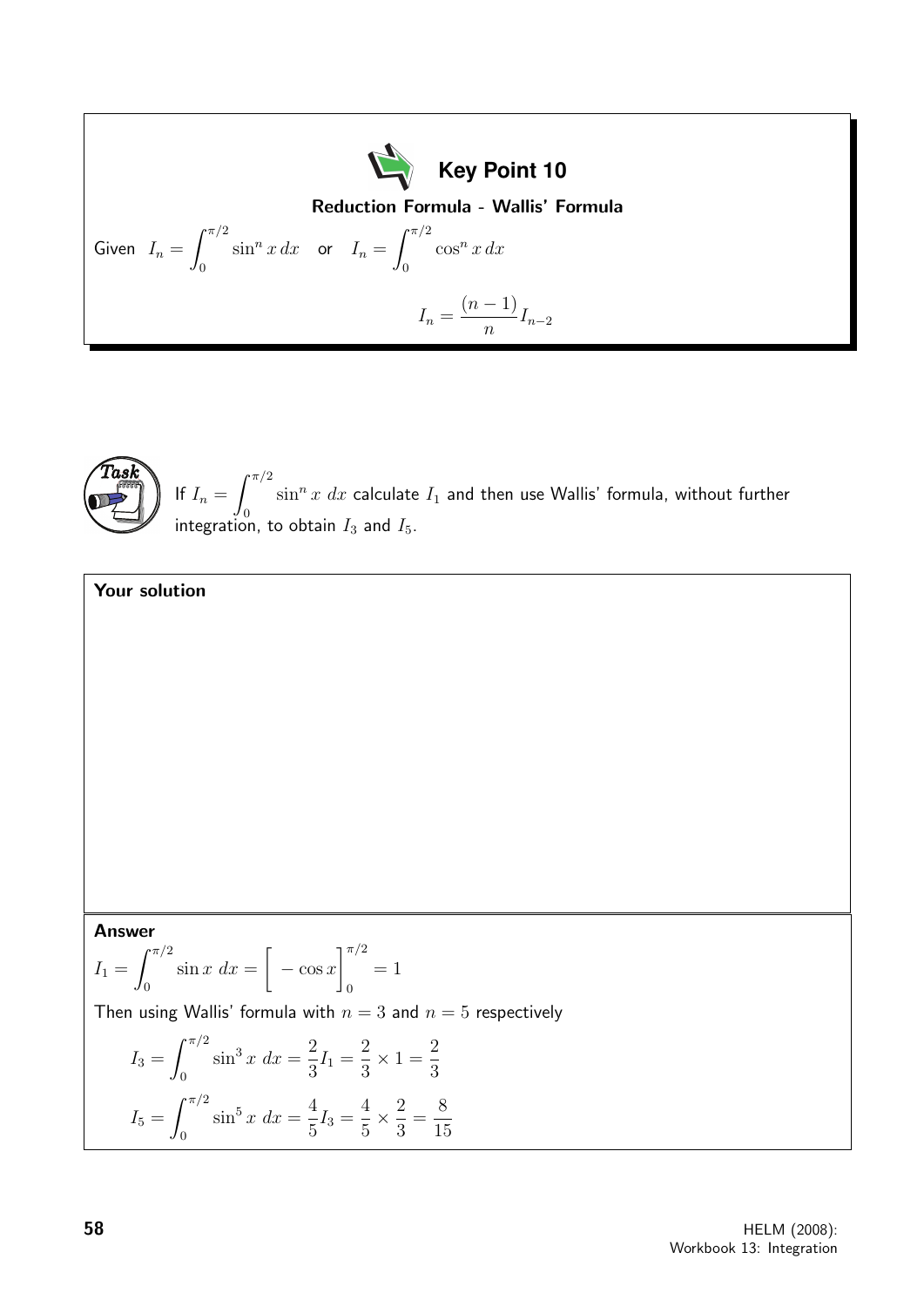**Key Point 10**

**Reduction Formula - Wallis' Formula**

Given $I_n = \int_0^{\pi/2} \sin^n x\, dx$ or $I_n = \int_0^{\pi/2} \cos^n x\, dx$

$$I_n = \frac{(n-1)}{n} I_{n-2}$$

**Task**

If $I_n = \int_0^{\pi/2} \sin^n x\ dx$ calculate $I_1$ and then use Wallis' formula, without further integration, to obtain $I_3$ and $I_5$.

**Your solution**

**Answer**

$I_1 = \int_0^{\pi/2} \sin x\ dx = \Big[ -\cos x \Big]_0^{\pi/2} = 1$

Then using Wallis' formula with $n = 3$ and $n = 5$ respectively

$$I_3 = \int_0^{\pi/2} \sin^3 x\ dx = \frac{2}{3} I_1 = \frac{2}{3} \times 1 = \frac{2}{3}$$

$$I_5 = \int_0^{\pi/2} \sin^5 x\ dx = \frac{4}{5} I_3 = \frac{4}{5} \times \frac{2}{3} = \frac{8}{15}$$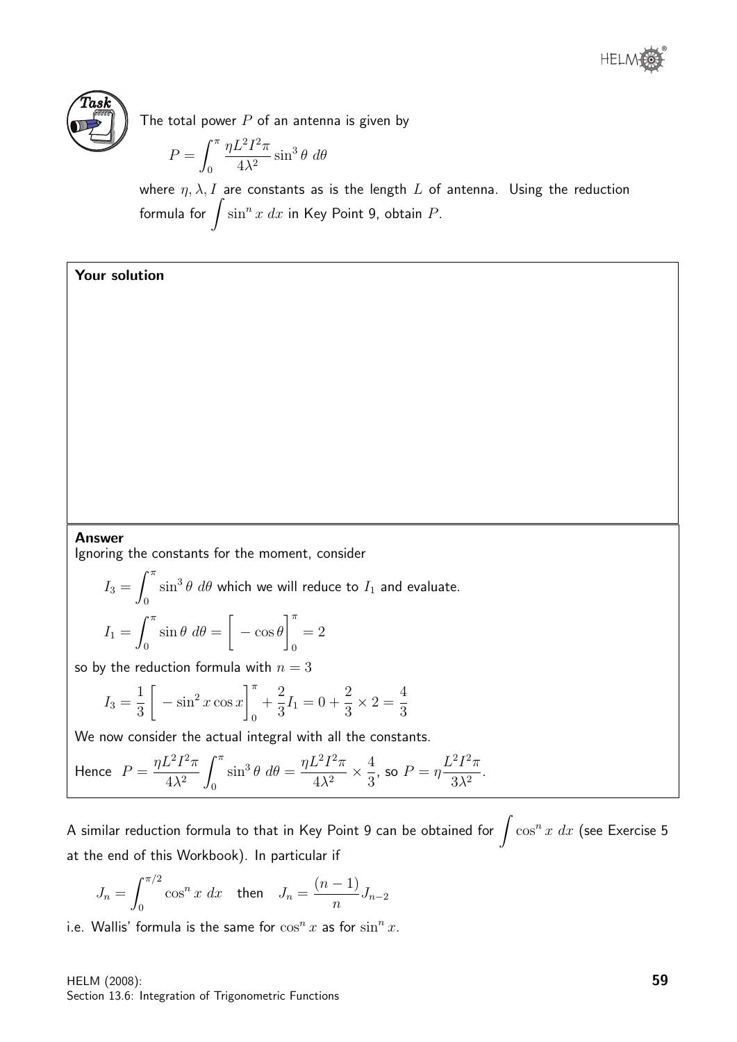**Task**

The total power $P$ of an antenna is given by

$$P = \int_0^\pi \frac{\eta L^2 I^2 \pi}{4\lambda^2} \sin^3\theta \; d\theta$$

where $\eta, \lambda, I$ are constants as is the length $L$ of antenna. Using the reduction formula for $\displaystyle\int \sin^n x \; dx$ in Key Point 9, obtain $P$.

**Your solution**

**Answer**

Ignoring the constants for the moment, consider

$I_3 = \displaystyle\int_0^\pi \sin^3\theta \; d\theta$ which we will reduce to $I_1$ and evaluate.

$$I_1 = \int_0^\pi \sin\theta \; d\theta = \Big[ -\cos\theta \Big]_0^\pi = 2$$

so by the reduction formula with $n = 3$

$$I_3 = \frac{1}{3}\Big[ -\sin^2 x \cos x \Big]_0^\pi + \frac{2}{3}I_1 = 0 + \frac{2}{3} \times 2 = \frac{4}{3}$$

We now consider the actual integral with all the constants.

Hence $P = \dfrac{\eta L^2 I^2 \pi}{4\lambda^2} \displaystyle\int_0^\pi \sin^3\theta \; d\theta = \dfrac{\eta L^2 I^2 \pi}{4\lambda^2} \times \dfrac{4}{3}$, so $P = \eta \dfrac{L^2 I^2 \pi}{3\lambda^2}$.

A similar reduction formula to that in Key Point 9 can be obtained for $\displaystyle\int \cos^n x \; dx$ (see Exercise 5 at the end of this Workbook). In particular if

$$J_n = \int_0^{\pi/2} \cos^n x \; dx \quad \text{then} \quad J_n = \frac{(n-1)}{n} J_{n-2}$$

i.e. Wallis' formula is the same for $\cos^n x$ as for $\sin^n x$.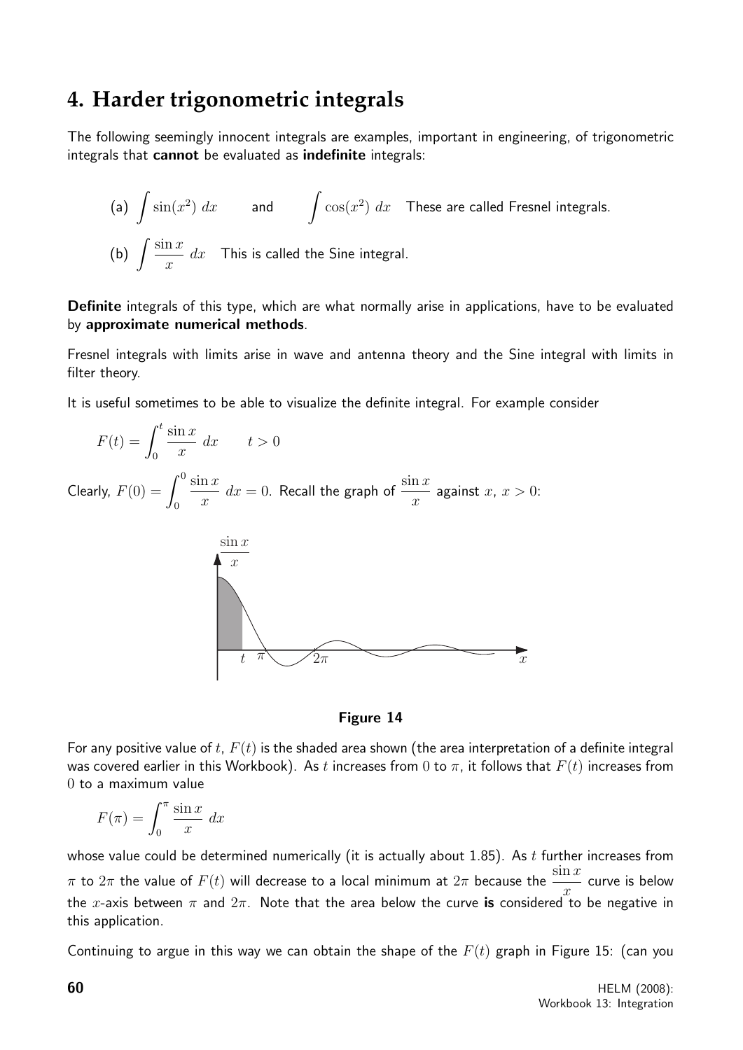## 4. Harder trigonometric integrals

The following seemingly innocent integrals are examples, important in engineering, of trigonometric integrals that **cannot** be evaluated as **indefinite** integrals:

(a) $\displaystyle\int \sin(x^2)\ dx$ and $\displaystyle\int \cos(x^2)\ dx$ These are called Fresnel integrals.

(b) $\displaystyle\int \frac{\sin x}{x}\ dx$ This is called the Sine integral.

**Definite** integrals of this type, which are what normally arise in applications, have to be evaluated by **approximate numerical methods**.

Fresnel integrals with limits arise in wave and antenna theory and the Sine integral with limits in filter theory.

It is useful sometimes to be able to visualize the definite integral. For example consider

$$F(t) = \int_0^t \frac{\sin x}{x}\ dx \qquad t > 0$$

Clearly, $F(0) = \displaystyle\int_0^0 \frac{\sin x}{x}\ dx = 0$. Recall the graph of $\dfrac{\sin x}{x}$ against $x$, $x > 0$:

**Figure 14**

For any positive value of $t$, $F(t)$ is the shaded area shown (the area interpretation of a definite integral was covered earlier in this Workbook). As $t$ increases from 0 to $\pi$, it follows that $F(t)$ increases from 0 to a maximum value

$$F(\pi) = \int_0^\pi \frac{\sin x}{x}\ dx$$

whose value could be determined numerically (it is actually about 1.85). As $t$ further increases from $\pi$ to $2\pi$ the value of $F(t)$ will decrease to a local minimum at $2\pi$ because the $\dfrac{\sin x}{x}$ curve is below the $x$-axis between $\pi$ and $2\pi$. Note that the area below the curve **is** considered to be negative in this application.

Continuing to argue in this way we can obtain the shape of the $F(t)$ graph in Figure 15: (can you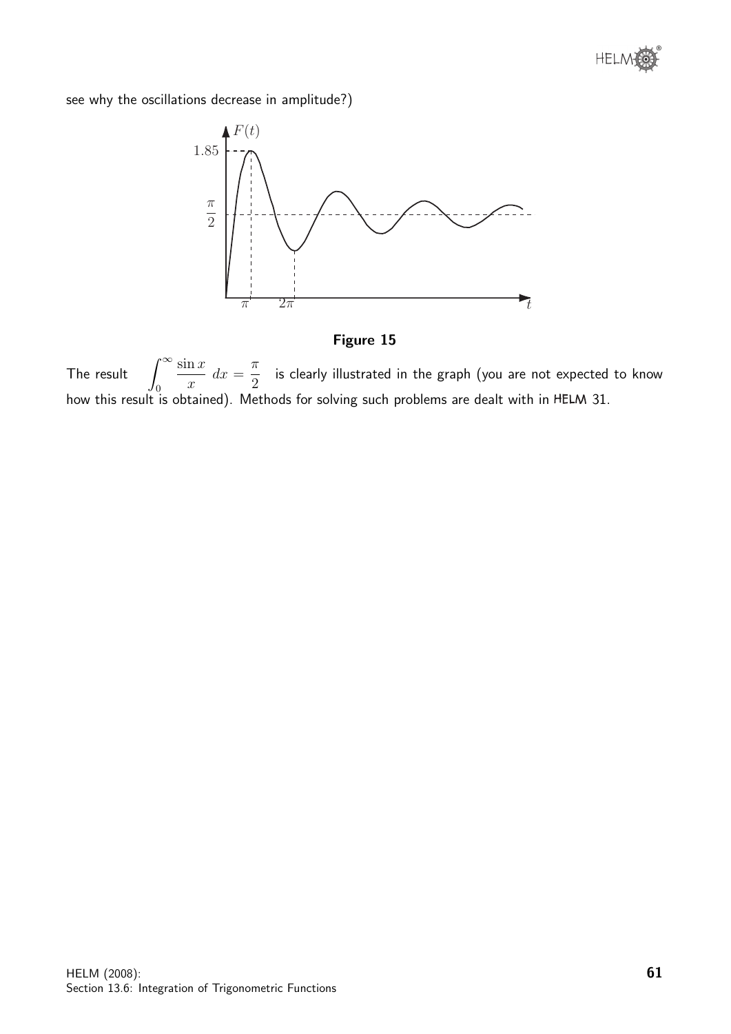see why the oscillations decrease in amplitude?)

**Figure 15**

The result $\displaystyle\int_0^{\infty} \frac{\sin x}{x}\, dx = \frac{\pi}{2}$ is clearly illustrated in the graph (you are not expected to know how this result is obtained). Methods for solving such problems are dealt with in HELM 31.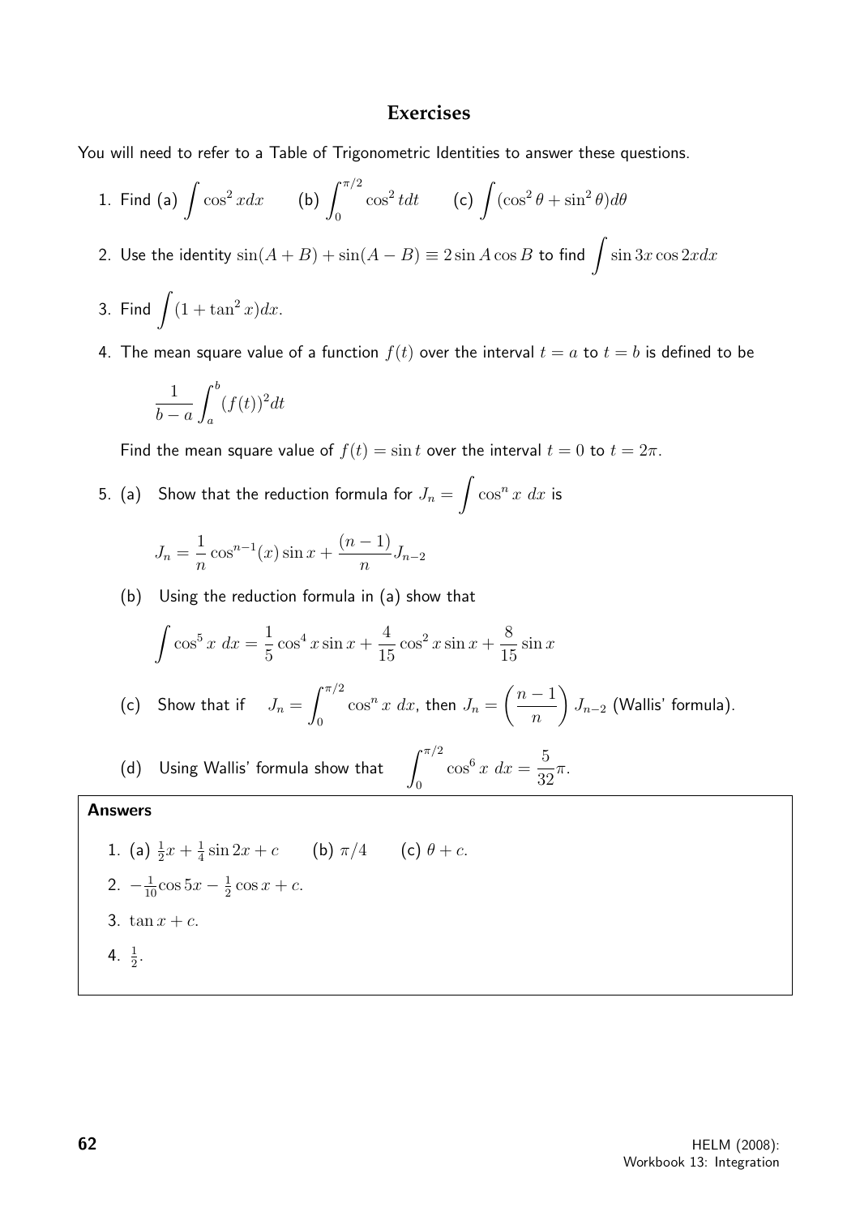## Exercises

You will need to refer to a Table of Trigonometric Identities to answer these questions.

1. Find (a) $\displaystyle\int \cos^2 x dx$ (b) $\displaystyle\int_0^{\pi/2} \cos^2 t dt$ (c) $\displaystyle\int (\cos^2\theta + \sin^2\theta) d\theta$

2. Use the identity $\sin(A+B) + \sin(A-B) \equiv 2\sin A\cos B$ to find $\displaystyle\int \sin 3x \cos 2x dx$

3. Find $\displaystyle\int (1 + \tan^2 x) dx$.

4. The mean square value of a function $f(t)$ over the interval $t = a$ to $t = b$ is defined to be

$$\frac{1}{b-a}\int_a^b (f(t))^2 dt$$

   Find the mean square value of $f(t) = \sin t$ over the interval $t = 0$ to $t = 2\pi$.

5. (a) Show that the reduction formula for $J_n = \displaystyle\int \cos^n x \; dx$ is

$$J_n = \frac{1}{n}\cos^{n-1}(x)\sin x + \frac{(n-1)}{n}J_{n-2}$$

   (b) Using the reduction formula in (a) show that

$$\int \cos^5 x \; dx = \frac{1}{5}\cos^4 x \sin x + \frac{4}{15}\cos^2 x \sin x + \frac{8}{15}\sin x$$

   (c) Show that if $J_n = \displaystyle\int_0^{\pi/2} \cos^n x \; dx$, then $J_n = \left(\frac{n-1}{n}\right) J_{n-2}$ (Wallis' formula).

   (d) Using Wallis' formula show that $\displaystyle\int_0^{\pi/2} \cos^6 x \; dx = \frac{5}{32}\pi$.

### Answers

1. (a) $\frac{1}{2}x + \frac{1}{4}\sin 2x + c$ (b) $\pi/4$ (c) $\theta + c$.

2. $-\frac{1}{10}\cos 5x - \frac{1}{2}\cos x + c$.

3. $\tan x + c$.

4. $\frac{1}{2}$.